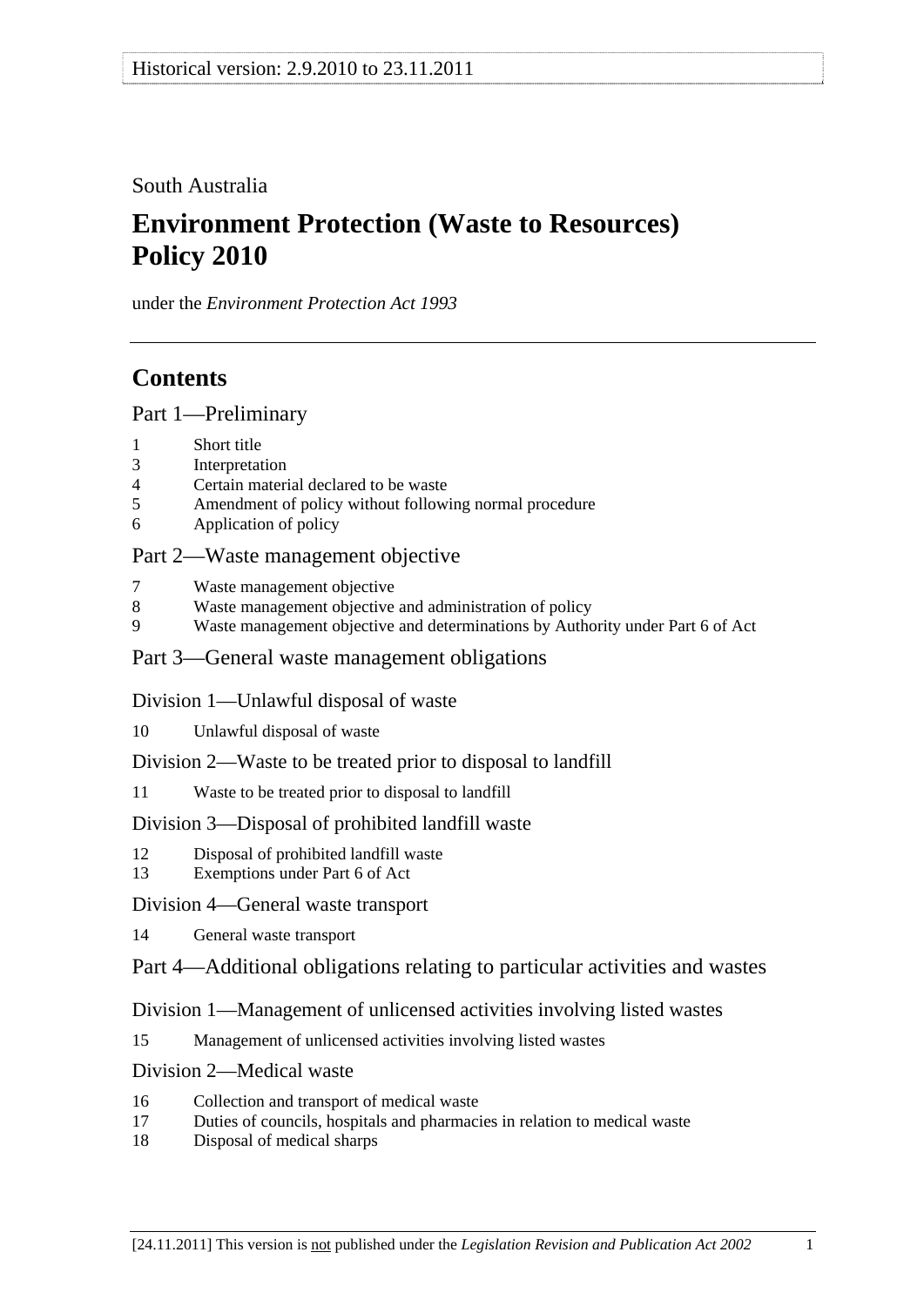South Australia

# Environment Protection (Waste to Resources) Policy 2010

under the *Environment Protection Act 1993*

## Contents

### Part 1—Preliminary

1 Short title
3 Interpretation
4 Certain material declared to be waste
5 Amendment of policy without following normal procedure
6 Application of policy

### Part 2—Waste management objective

7 Waste management objective
8 Waste management objective and administration of policy
9 Waste management objective and determinations by Authority under Part 6 of Act

### Part 3—General waste management obligations

#### Division 1—Unlawful disposal of waste

10 Unlawful disposal of waste

#### Division 2—Waste to be treated prior to disposal to landfill

11 Waste to be treated prior to disposal to landfill

#### Division 3—Disposal of prohibited landfill waste

12 Disposal of prohibited landfill waste
13 Exemptions under Part 6 of Act

#### Division 4—General waste transport

14 General waste transport

### Part 4—Additional obligations relating to particular activities and wastes

#### Division 1—Management of unlicensed activities involving listed wastes

15 Management of unlicensed activities involving listed wastes

#### Division 2—Medical waste

16 Collection and transport of medical waste
17 Duties of councils, hospitals and pharmacies in relation to medical waste
18 Disposal of medical sharps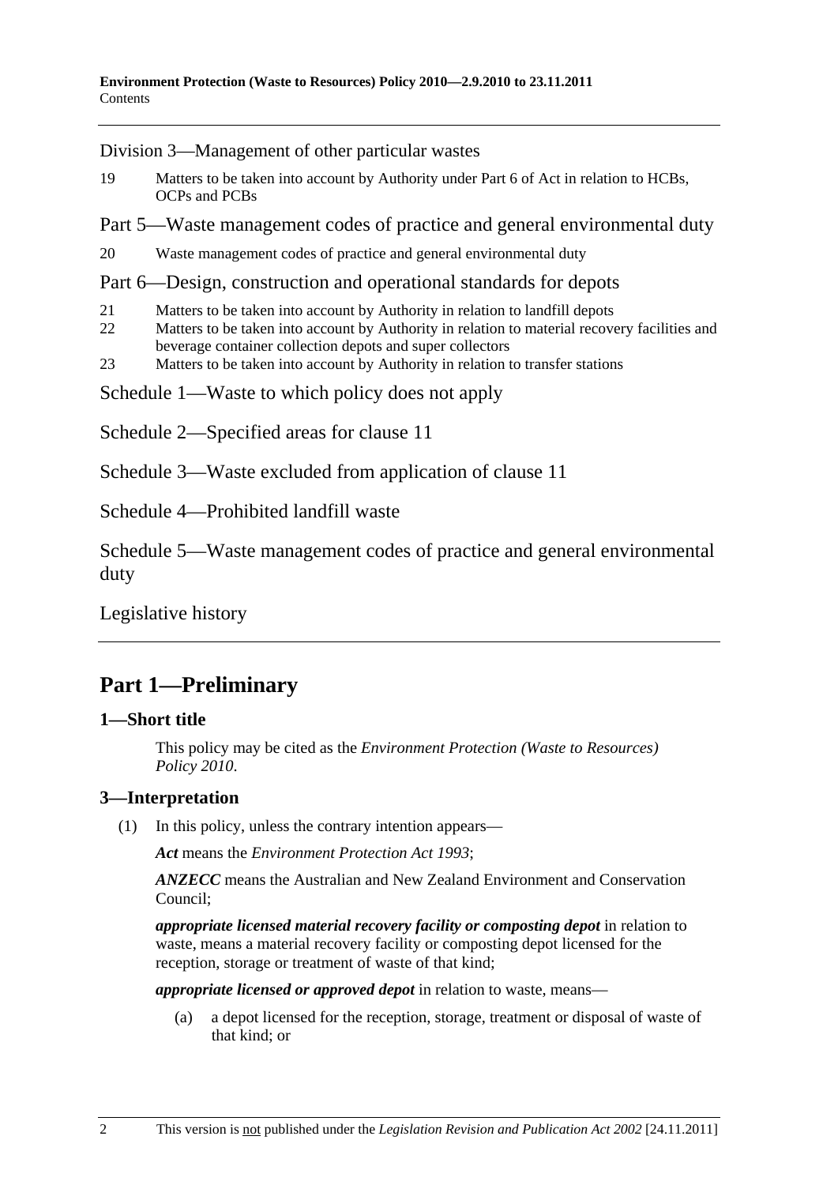Division 3—Management of other particular wastes

19 Matters to be taken into account by Authority under Part 6 of Act in relation to HCBs, OCPs and PCBs

Part 5—Waste management codes of practice and general environmental duty

20 Waste management codes of practice and general environmental duty

Part 6—Design, construction and operational standards for depots

21 Matters to be taken into account by Authority in relation to landfill depots

22 Matters to be taken into account by Authority in relation to material recovery facilities and beverage container collection depots and super collectors

23 Matters to be taken into account by Authority in relation to transfer stations

Schedule 1—Waste to which policy does not apply

Schedule 2—Specified areas for clause 11

Schedule 3—Waste excluded from application of clause 11

Schedule 4—Prohibited landfill waste

Schedule 5—Waste management codes of practice and general environmental duty

Legislative history

# Part 1—Preliminary

## 1—Short title

This policy may be cited as the *Environment Protection (Waste to Resources) Policy 2010*.

## 3—Interpretation

(1) In this policy, unless the contrary intention appears—

***Act*** means the *Environment Protection Act 1993*;

***ANZECC*** means the Australian and New Zealand Environment and Conservation Council;

***appropriate licensed material recovery facility or composting depot*** in relation to waste, means a material recovery facility or composting depot licensed for the reception, storage or treatment of waste of that kind;

***appropriate licensed or approved depot*** in relation to waste, means—

(a) a depot licensed for the reception, storage, treatment or disposal of waste of that kind; or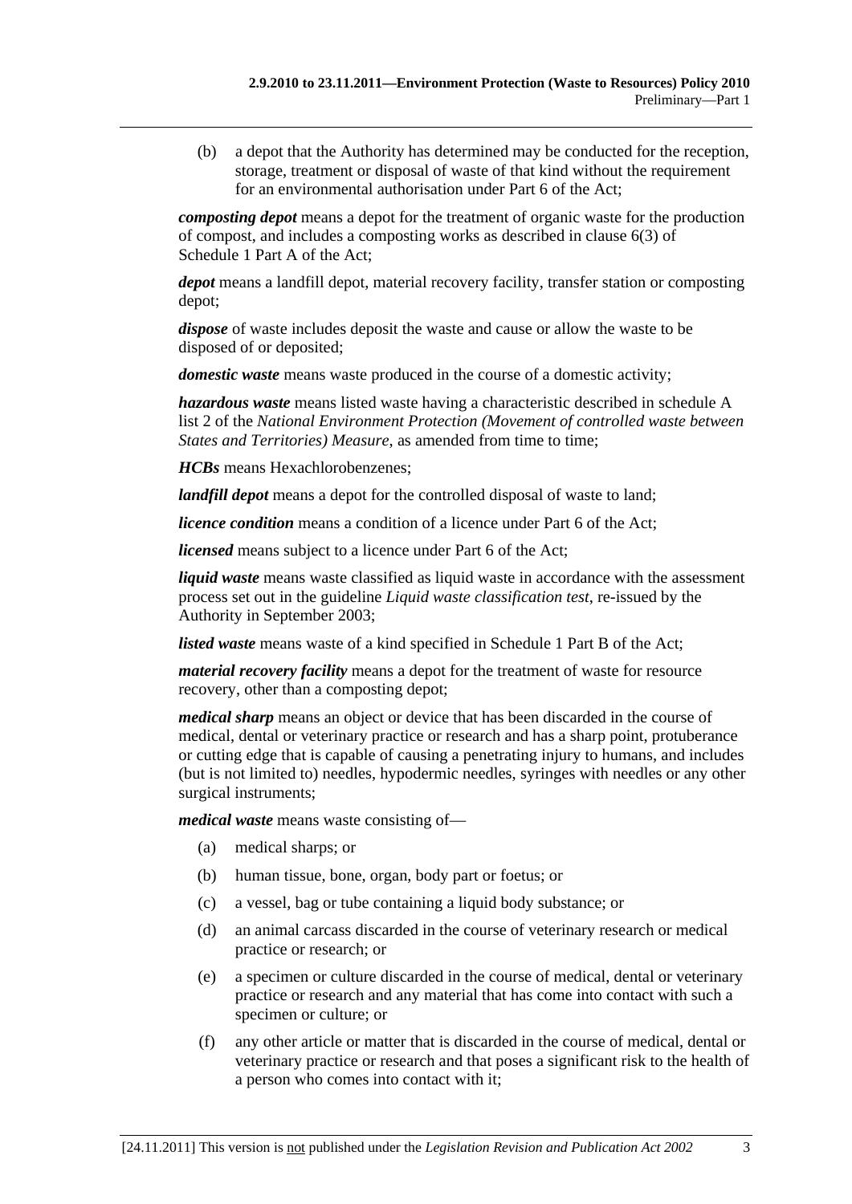(b) a depot that the Authority has determined may be conducted for the reception, storage, treatment or disposal of waste of that kind without the requirement for an environmental authorisation under Part 6 of the Act;

***composting depot*** means a depot for the treatment of organic waste for the production of compost, and includes a composting works as described in clause 6(3) of Schedule 1 Part A of the Act;

***depot*** means a landfill depot, material recovery facility, transfer station or composting depot;

***dispose*** of waste includes deposit the waste and cause or allow the waste to be disposed of or deposited;

***domestic waste*** means waste produced in the course of a domestic activity;

***hazardous waste*** means listed waste having a characteristic described in schedule A list 2 of the *National Environment Protection (Movement of controlled waste between States and Territories) Measure*, as amended from time to time;

***HCBs*** means Hexachlorobenzenes;

***landfill depot*** means a depot for the controlled disposal of waste to land;

***licence condition*** means a condition of a licence under Part 6 of the Act;

***licensed*** means subject to a licence under Part 6 of the Act;

***liquid waste*** means waste classified as liquid waste in accordance with the assessment process set out in the guideline *Liquid waste classification test*, re-issued by the Authority in September 2003;

***listed waste*** means waste of a kind specified in Schedule 1 Part B of the Act;

***material recovery facility*** means a depot for the treatment of waste for resource recovery, other than a composting depot;

***medical sharp*** means an object or device that has been discarded in the course of medical, dental or veterinary practice or research and has a sharp point, protuberance or cutting edge that is capable of causing a penetrating injury to humans, and includes (but is not limited to) needles, hypodermic needles, syringes with needles or any other surgical instruments;

***medical waste*** means waste consisting of—

(a) medical sharps; or

(b) human tissue, bone, organ, body part or foetus; or

(c) a vessel, bag or tube containing a liquid body substance; or

(d) an animal carcass discarded in the course of veterinary research or medical practice or research; or

(e) a specimen or culture discarded in the course of medical, dental or veterinary practice or research and any material that has come into contact with such a specimen or culture; or

(f) any other article or matter that is discarded in the course of medical, dental or veterinary practice or research and that poses a significant risk to the health of a person who comes into contact with it;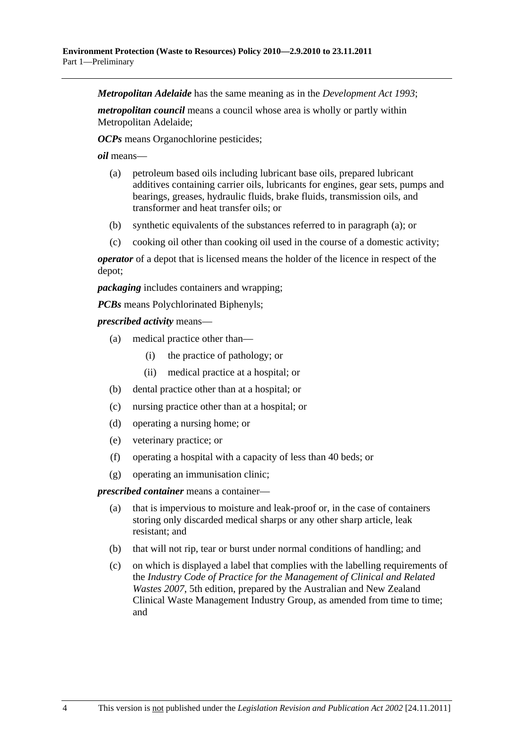***Metropolitan Adelaide*** has the same meaning as in the *Development Act 1993*;

***metropolitan council*** means a council whose area is wholly or partly within Metropolitan Adelaide;

***OCPs*** means Organochlorine pesticides;

***oil*** means—

- (a) petroleum based oils including lubricant base oils, prepared lubricant additives containing carrier oils, lubricants for engines, gear sets, pumps and bearings, greases, hydraulic fluids, brake fluids, transmission oils, and transformer and heat transfer oils; or
- (b) synthetic equivalents of the substances referred to in paragraph (a); or
- (c) cooking oil other than cooking oil used in the course of a domestic activity;

***operator*** of a depot that is licensed means the holder of the licence in respect of the depot;

***packaging*** includes containers and wrapping;

***PCBs*** means Polychlorinated Biphenyls;

***prescribed activity*** means—

- (a) medical practice other than—
  - (i) the practice of pathology; or
  - (ii) medical practice at a hospital; or
- (b) dental practice other than at a hospital; or
- (c) nursing practice other than at a hospital; or
- (d) operating a nursing home; or
- (e) veterinary practice; or
- (f) operating a hospital with a capacity of less than 40 beds; or
- (g) operating an immunisation clinic;

***prescribed container*** means a container—

- (a) that is impervious to moisture and leak-proof or, in the case of containers storing only discarded medical sharps or any other sharp article, leak resistant; and
- (b) that will not rip, tear or burst under normal conditions of handling; and
- (c) on which is displayed a label that complies with the labelling requirements of the *Industry Code of Practice for the Management of Clinical and Related Wastes 2007*, 5th edition, prepared by the Australian and New Zealand Clinical Waste Management Industry Group, as amended from time to time; and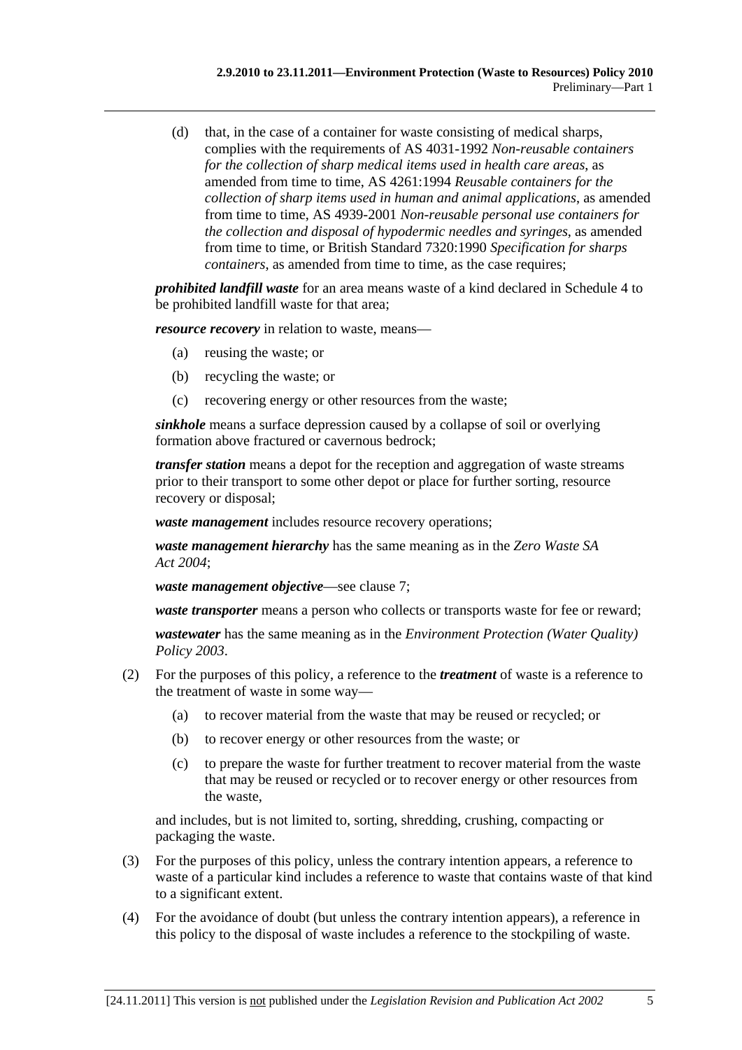(d) that, in the case of a container for waste consisting of medical sharps, complies with the requirements of AS 4031-1992 *Non-reusable containers for the collection of sharp medical items used in health care areas*, as amended from time to time, AS 4261:1994 *Reusable containers for the collection of sharp items used in human and animal applications*, as amended from time to time, AS 4939-2001 *Non-reusable personal use containers for the collection and disposal of hypodermic needles and syringes*, as amended from time to time, or British Standard 7320:1990 *Specification for sharps containers*, as amended from time to time, as the case requires;

***prohibited landfill waste*** for an area means waste of a kind declared in Schedule 4 to be prohibited landfill waste for that area;

***resource recovery*** in relation to waste, means—

(a) reusing the waste; or

(b) recycling the waste; or

(c) recovering energy or other resources from the waste;

***sinkhole*** means a surface depression caused by a collapse of soil or overlying formation above fractured or cavernous bedrock;

***transfer station*** means a depot for the reception and aggregation of waste streams prior to their transport to some other depot or place for further sorting, resource recovery or disposal;

***waste management*** includes resource recovery operations;

***waste management hierarchy*** has the same meaning as in the *Zero Waste SA Act 2004*;

***waste management objective***—see clause 7;

***waste transporter*** means a person who collects or transports waste for fee or reward;

***wastewater*** has the same meaning as in the *Environment Protection (Water Quality) Policy 2003*.

(2) For the purposes of this policy, a reference to the ***treatment*** of waste is a reference to the treatment of waste in some way—

(a) to recover material from the waste that may be reused or recycled; or

(b) to recover energy or other resources from the waste; or

(c) to prepare the waste for further treatment to recover material from the waste that may be reused or recycled or to recover energy or other resources from the waste,

and includes, but is not limited to, sorting, shredding, crushing, compacting or packaging the waste.

(3) For the purposes of this policy, unless the contrary intention appears, a reference to waste of a particular kind includes a reference to waste that contains waste of that kind to a significant extent.

(4) For the avoidance of doubt (but unless the contrary intention appears), a reference in this policy to the disposal of waste includes a reference to the stockpiling of waste.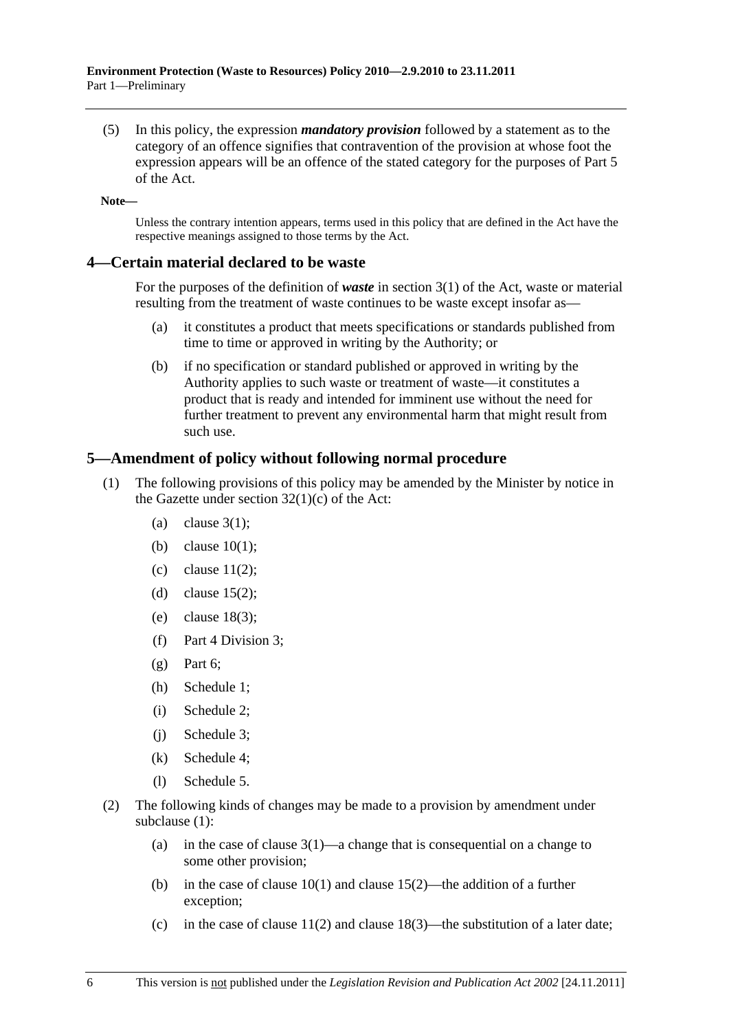(5) In this policy, the expression ***mandatory provision*** followed by a statement as to the category of an offence signifies that contravention of the provision at whose foot the expression appears will be an offence of the stated category for the purposes of Part 5 of the Act.

**Note—**

Unless the contrary intention appears, terms used in this policy that are defined in the Act have the respective meanings assigned to those terms by the Act.

## 4—Certain material declared to be waste

For the purposes of the definition of ***waste*** in section 3(1) of the Act, waste or material resulting from the treatment of waste continues to be waste except insofar as—

- (a) it constitutes a product that meets specifications or standards published from time to time or approved in writing by the Authority; or
- (b) if no specification or standard published or approved in writing by the Authority applies to such waste or treatment of waste—it constitutes a product that is ready and intended for imminent use without the need for further treatment to prevent any environmental harm that might result from such use.

## 5—Amendment of policy without following normal procedure

(1) The following provisions of this policy may be amended by the Minister by notice in the Gazette under section 32(1)(c) of the Act:

- (a) clause 3(1);
- (b) clause 10(1);
- (c) clause 11(2);
- (d) clause 15(2);
- (e) clause 18(3);
- (f) Part 4 Division 3;
- (g) Part 6;
- (h) Schedule 1;
- (i) Schedule 2;
- (j) Schedule 3;
- (k) Schedule 4;
- (l) Schedule 5.

(2) The following kinds of changes may be made to a provision by amendment under subclause (1):

- (a) in the case of clause 3(1)—a change that is consequential on a change to some other provision;
- (b) in the case of clause 10(1) and clause 15(2)—the addition of a further exception;
- (c) in the case of clause 11(2) and clause 18(3)—the substitution of a later date;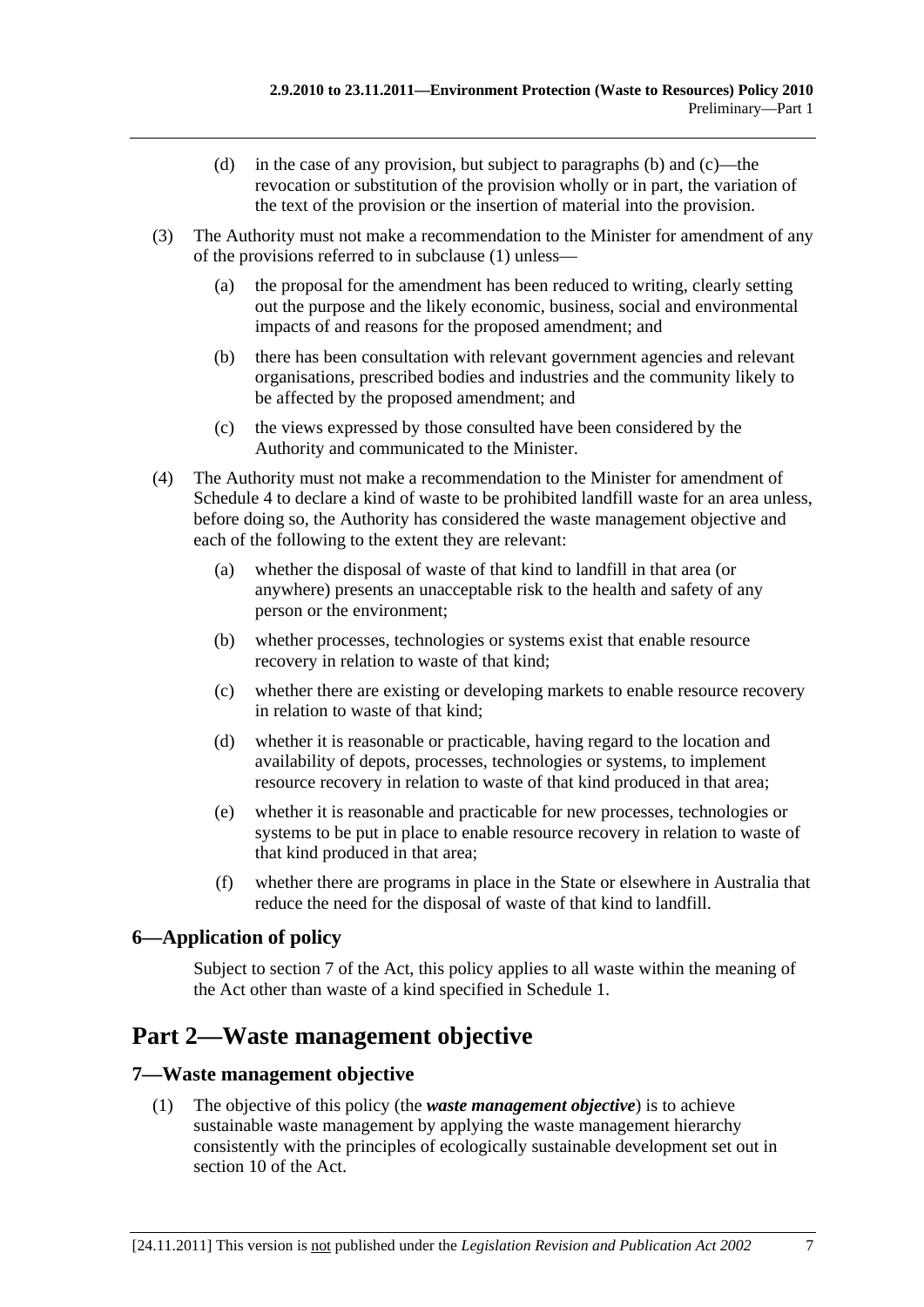(d) in the case of any provision, but subject to paragraphs (b) and (c)—the revocation or substitution of the provision wholly or in part, the variation of the text of the provision or the insertion of material into the provision.

(3) The Authority must not make a recommendation to the Minister for amendment of any of the provisions referred to in subclause (1) unless—

(a) the proposal for the amendment has been reduced to writing, clearly setting out the purpose and the likely economic, business, social and environmental impacts of and reasons for the proposed amendment; and

(b) there has been consultation with relevant government agencies and relevant organisations, prescribed bodies and industries and the community likely to be affected by the proposed amendment; and

(c) the views expressed by those consulted have been considered by the Authority and communicated to the Minister.

(4) The Authority must not make a recommendation to the Minister for amendment of Schedule 4 to declare a kind of waste to be prohibited landfill waste for an area unless, before doing so, the Authority has considered the waste management objective and each of the following to the extent they are relevant:

(a) whether the disposal of waste of that kind to landfill in that area (or anywhere) presents an unacceptable risk to the health and safety of any person or the environment;

(b) whether processes, technologies or systems exist that enable resource recovery in relation to waste of that kind;

(c) whether there are existing or developing markets to enable resource recovery in relation to waste of that kind;

(d) whether it is reasonable or practicable, having regard to the location and availability of depots, processes, technologies or systems, to implement resource recovery in relation to waste of that kind produced in that area;

(e) whether it is reasonable and practicable for new processes, technologies or systems to be put in place to enable resource recovery in relation to waste of that kind produced in that area;

(f) whether there are programs in place in the State or elsewhere in Australia that reduce the need for the disposal of waste of that kind to landfill.

### 6—Application of policy

Subject to section 7 of the Act, this policy applies to all waste within the meaning of the Act other than waste of a kind specified in Schedule 1.

## Part 2—Waste management objective

### 7—Waste management objective

(1) The objective of this policy (the ***waste management objective***) is to achieve sustainable waste management by applying the waste management hierarchy consistently with the principles of ecologically sustainable development set out in section 10 of the Act.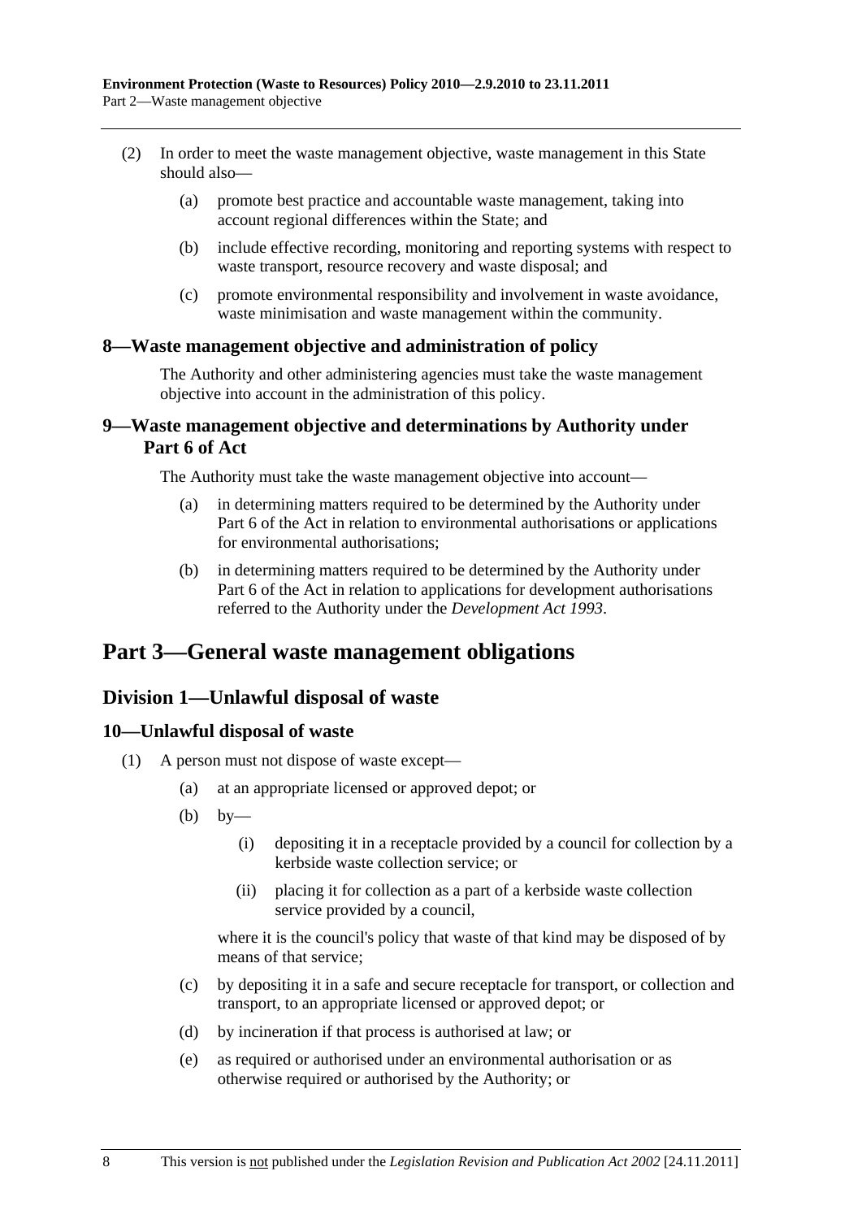(2) In order to meet the waste management objective, waste management in this State should also—

(a) promote best practice and accountable waste management, taking into account regional differences within the State; and

(b) include effective recording, monitoring and reporting systems with respect to waste transport, resource recovery and waste disposal; and

(c) promote environmental responsibility and involvement in waste avoidance, waste minimisation and waste management within the community.

### 8—Waste management objective and administration of policy

The Authority and other administering agencies must take the waste management objective into account in the administration of this policy.

### 9—Waste management objective and determinations by Authority under Part 6 of Act

The Authority must take the waste management objective into account—

(a) in determining matters required to be determined by the Authority under Part 6 of the Act in relation to environmental authorisations or applications for environmental authorisations;

(b) in determining matters required to be determined by the Authority under Part 6 of the Act in relation to applications for development authorisations referred to the Authority under the *Development Act 1993*.

# Part 3—General waste management obligations

## Division 1—Unlawful disposal of waste

### 10—Unlawful disposal of waste

(1) A person must not dispose of waste except—

(a) at an appropriate licensed or approved depot; or

(b) by—

(i) depositing it in a receptacle provided by a council for collection by a kerbside waste collection service; or

(ii) placing it for collection as a part of a kerbside waste collection service provided by a council,

where it is the council's policy that waste of that kind may be disposed of by means of that service;

(c) by depositing it in a safe and secure receptacle for transport, or collection and transport, to an appropriate licensed or approved depot; or

(d) by incineration if that process is authorised at law; or

(e) as required or authorised under an environmental authorisation or as otherwise required or authorised by the Authority; or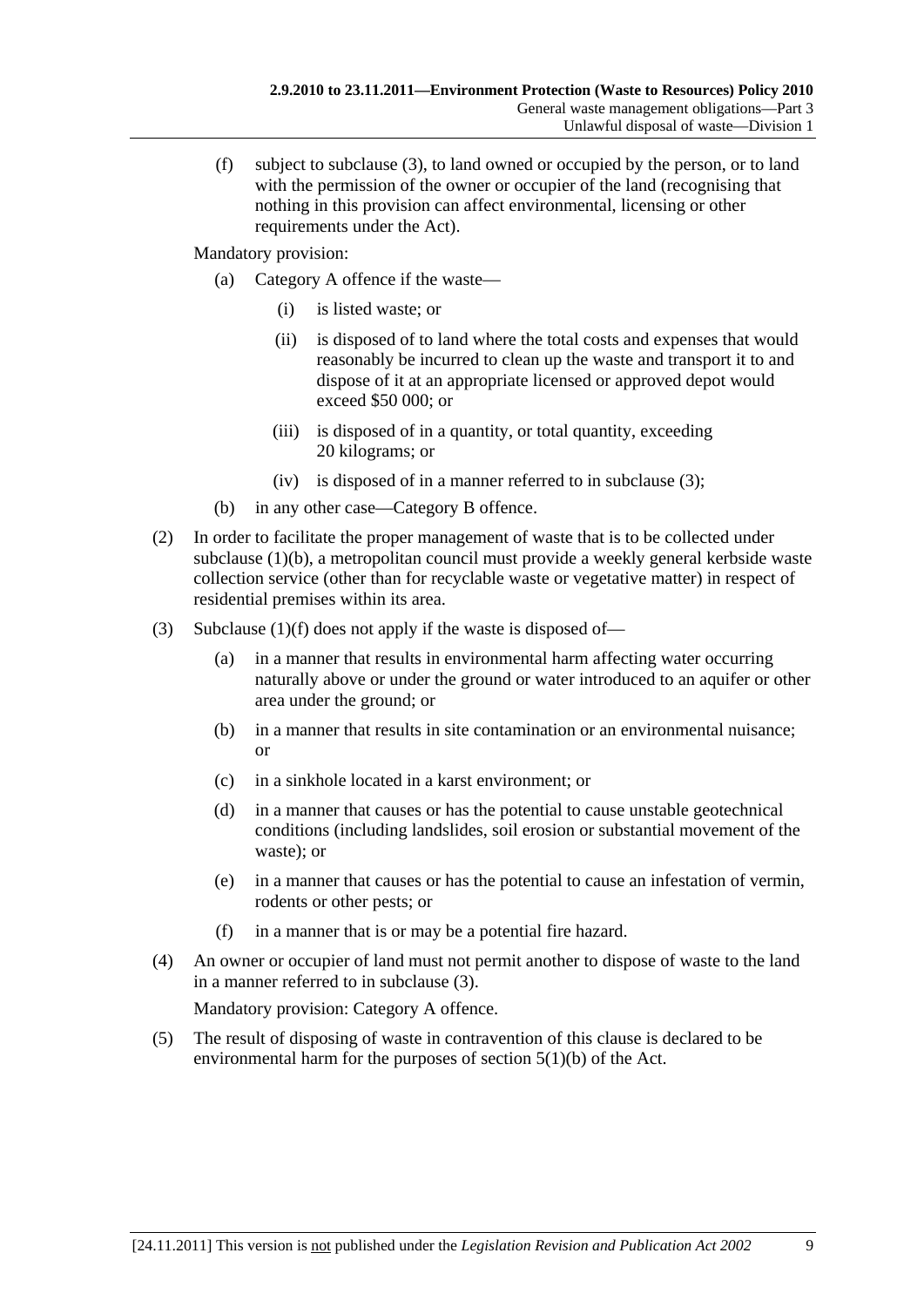(f) subject to subclause (3), to land owned or occupied by the person, or to land with the permission of the owner or occupier of the land (recognising that nothing in this provision can affect environmental, licensing or other requirements under the Act).

Mandatory provision:

(a) Category A offence if the waste—

(i) is listed waste; or

(ii) is disposed of to land where the total costs and expenses that would reasonably be incurred to clean up the waste and transport it to and dispose of it at an appropriate licensed or approved depot would exceed $50 000; or

(iii) is disposed of in a quantity, or total quantity, exceeding 20 kilograms; or

(iv) is disposed of in a manner referred to in subclause (3);

(b) in any other case—Category B offence.

(2) In order to facilitate the proper management of waste that is to be collected under subclause (1)(b), a metropolitan council must provide a weekly general kerbside waste collection service (other than for recyclable waste or vegetative matter) in respect of residential premises within its area.

(3) Subclause (1)(f) does not apply if the waste is disposed of—

(a) in a manner that results in environmental harm affecting water occurring naturally above or under the ground or water introduced to an aquifer or other area under the ground; or

(b) in a manner that results in site contamination or an environmental nuisance; or

(c) in a sinkhole located in a karst environment; or

(d) in a manner that causes or has the potential to cause unstable geotechnical conditions (including landslides, soil erosion or substantial movement of the waste); or

(e) in a manner that causes or has the potential to cause an infestation of vermin, rodents or other pests; or

(f) in a manner that is or may be a potential fire hazard.

(4) An owner or occupier of land must not permit another to dispose of waste to the land in a manner referred to in subclause (3).

Mandatory provision: Category A offence.

(5) The result of disposing of waste in contravention of this clause is declared to be environmental harm for the purposes of section 5(1)(b) of the Act.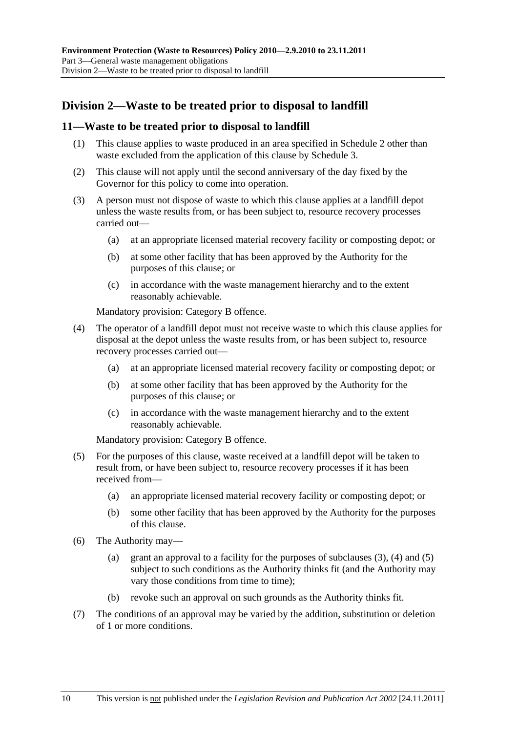## Division 2—Waste to be treated prior to disposal to landfill

### 11—Waste to be treated prior to disposal to landfill

(1) This clause applies to waste produced in an area specified in Schedule 2 other than waste excluded from the application of this clause by Schedule 3.

(2) This clause will not apply until the second anniversary of the day fixed by the Governor for this policy to come into operation.

(3) A person must not dispose of waste to which this clause applies at a landfill depot unless the waste results from, or has been subject to, resource recovery processes carried out—

 (a) at an appropriate licensed material recovery facility or composting depot; or

 (b) at some other facility that has been approved by the Authority for the purposes of this clause; or

 (c) in accordance with the waste management hierarchy and to the extent reasonably achievable.

Mandatory provision: Category B offence.

(4) The operator of a landfill depot must not receive waste to which this clause applies for disposal at the depot unless the waste results from, or has been subject to, resource recovery processes carried out—

 (a) at an appropriate licensed material recovery facility or composting depot; or

 (b) at some other facility that has been approved by the Authority for the purposes of this clause; or

 (c) in accordance with the waste management hierarchy and to the extent reasonably achievable.

Mandatory provision: Category B offence.

(5) For the purposes of this clause, waste received at a landfill depot will be taken to result from, or have been subject to, resource recovery processes if it has been received from—

 (a) an appropriate licensed material recovery facility or composting depot; or

 (b) some other facility that has been approved by the Authority for the purposes of this clause.

(6) The Authority may—

 (a) grant an approval to a facility for the purposes of subclauses (3), (4) and (5) subject to such conditions as the Authority thinks fit (and the Authority may vary those conditions from time to time);

 (b) revoke such an approval on such grounds as the Authority thinks fit.

(7) The conditions of an approval may be varied by the addition, substitution or deletion of 1 or more conditions.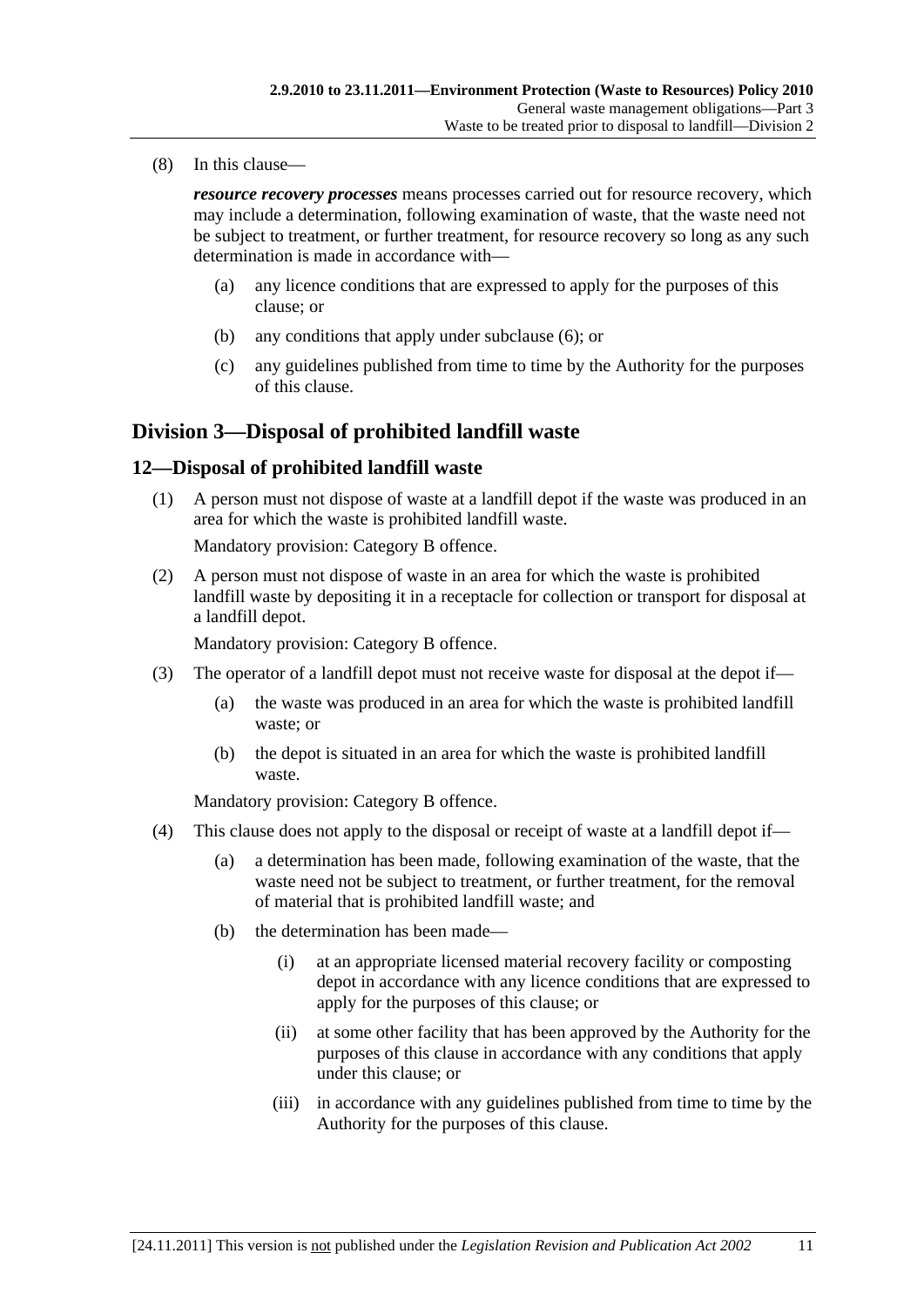(8) In this clause—

***resource recovery processes*** means processes carried out for resource recovery, which may include a determination, following examination of waste, that the waste need not be subject to treatment, or further treatment, for resource recovery so long as any such determination is made in accordance with—

(a) any licence conditions that are expressed to apply for the purposes of this clause; or

(b) any conditions that apply under subclause (6); or

(c) any guidelines published from time to time by the Authority for the purposes of this clause.

## Division 3—Disposal of prohibited landfill waste

### 12—Disposal of prohibited landfill waste

(1) A person must not dispose of waste at a landfill depot if the waste was produced in an area for which the waste is prohibited landfill waste.

Mandatory provision: Category B offence.

(2) A person must not dispose of waste in an area for which the waste is prohibited landfill waste by depositing it in a receptacle for collection or transport for disposal at a landfill depot.

Mandatory provision: Category B offence.

(3) The operator of a landfill depot must not receive waste for disposal at the depot if—

(a) the waste was produced in an area for which the waste is prohibited landfill waste; or

(b) the depot is situated in an area for which the waste is prohibited landfill waste.

Mandatory provision: Category B offence.

(4) This clause does not apply to the disposal or receipt of waste at a landfill depot if—

(a) a determination has been made, following examination of the waste, that the waste need not be subject to treatment, or further treatment, for the removal of material that is prohibited landfill waste; and

(b) the determination has been made—

(i) at an appropriate licensed material recovery facility or composting depot in accordance with any licence conditions that are expressed to apply for the purposes of this clause; or

(ii) at some other facility that has been approved by the Authority for the purposes of this clause in accordance with any conditions that apply under this clause; or

(iii) in accordance with any guidelines published from time to time by the Authority for the purposes of this clause.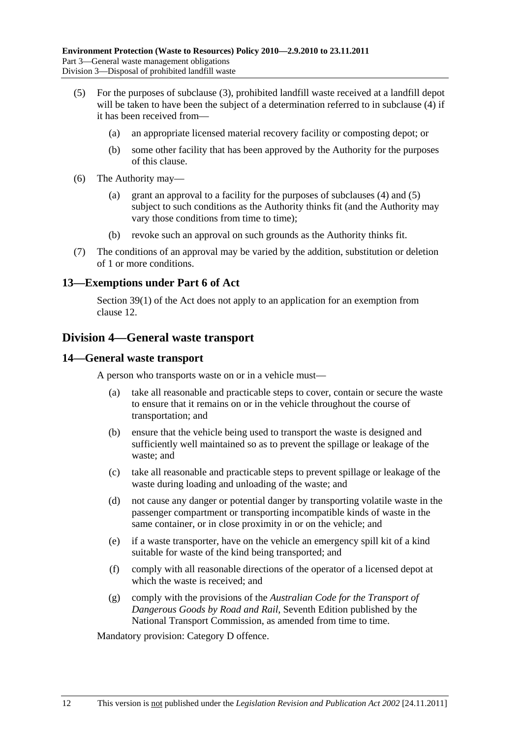(5) For the purposes of subclause (3), prohibited landfill waste received at a landfill depot will be taken to have been the subject of a determination referred to in subclause (4) if it has been received from—

(a) an appropriate licensed material recovery facility or composting depot; or

(b) some other facility that has been approved by the Authority for the purposes of this clause.

(6) The Authority may—

(a) grant an approval to a facility for the purposes of subclauses (4) and (5) subject to such conditions as the Authority thinks fit (and the Authority may vary those conditions from time to time);

(b) revoke such an approval on such grounds as the Authority thinks fit.

(7) The conditions of an approval may be varied by the addition, substitution or deletion of 1 or more conditions.

### 13—Exemptions under Part 6 of Act

Section 39(1) of the Act does not apply to an application for an exemption from clause 12.

## Division 4—General waste transport

### 14—General waste transport

A person who transports waste on or in a vehicle must—

(a) take all reasonable and practicable steps to cover, contain or secure the waste to ensure that it remains on or in the vehicle throughout the course of transportation; and

(b) ensure that the vehicle being used to transport the waste is designed and sufficiently well maintained so as to prevent the spillage or leakage of the waste; and

(c) take all reasonable and practicable steps to prevent spillage or leakage of the waste during loading and unloading of the waste; and

(d) not cause any danger or potential danger by transporting volatile waste in the passenger compartment or transporting incompatible kinds of waste in the same container, or in close proximity in or on the vehicle; and

(e) if a waste transporter, have on the vehicle an emergency spill kit of a kind suitable for waste of the kind being transported; and

(f) comply with all reasonable directions of the operator of a licensed depot at which the waste is received; and

(g) comply with the provisions of the *Australian Code for the Transport of Dangerous Goods by Road and Rail*, Seventh Edition published by the National Transport Commission, as amended from time to time.

Mandatory provision: Category D offence.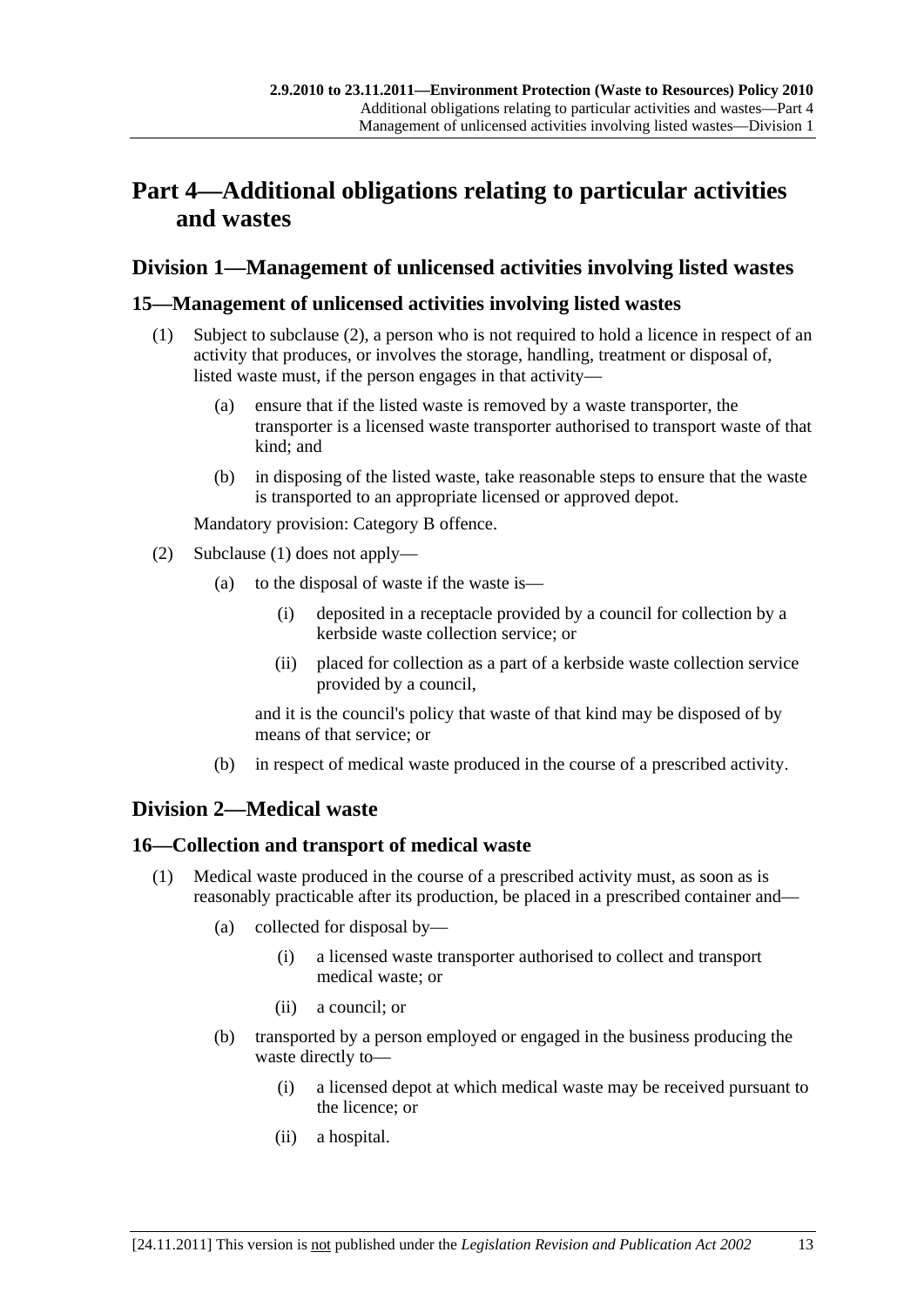# Part 4—Additional obligations relating to particular activities and wastes

## Division 1—Management of unlicensed activities involving listed wastes

### 15—Management of unlicensed activities involving listed wastes

(1) Subject to subclause (2), a person who is not required to hold a licence in respect of an activity that produces, or involves the storage, handling, treatment or disposal of, listed waste must, if the person engages in that activity—

(a) ensure that if the listed waste is removed by a waste transporter, the transporter is a licensed waste transporter authorised to transport waste of that kind; and

(b) in disposing of the listed waste, take reasonable steps to ensure that the waste is transported to an appropriate licensed or approved depot.

Mandatory provision: Category B offence.

(2) Subclause (1) does not apply—

(a) to the disposal of waste if the waste is—

(i) deposited in a receptacle provided by a council for collection by a kerbside waste collection service; or

(ii) placed for collection as a part of a kerbside waste collection service provided by a council,

and it is the council's policy that waste of that kind may be disposed of by means of that service; or

(b) in respect of medical waste produced in the course of a prescribed activity.

## Division 2—Medical waste

### 16—Collection and transport of medical waste

(1) Medical waste produced in the course of a prescribed activity must, as soon as is reasonably practicable after its production, be placed in a prescribed container and—

(a) collected for disposal by—

(i) a licensed waste transporter authorised to collect and transport medical waste; or

(ii) a council; or

(b) transported by a person employed or engaged in the business producing the waste directly to—

(i) a licensed depot at which medical waste may be received pursuant to the licence; or

(ii) a hospital.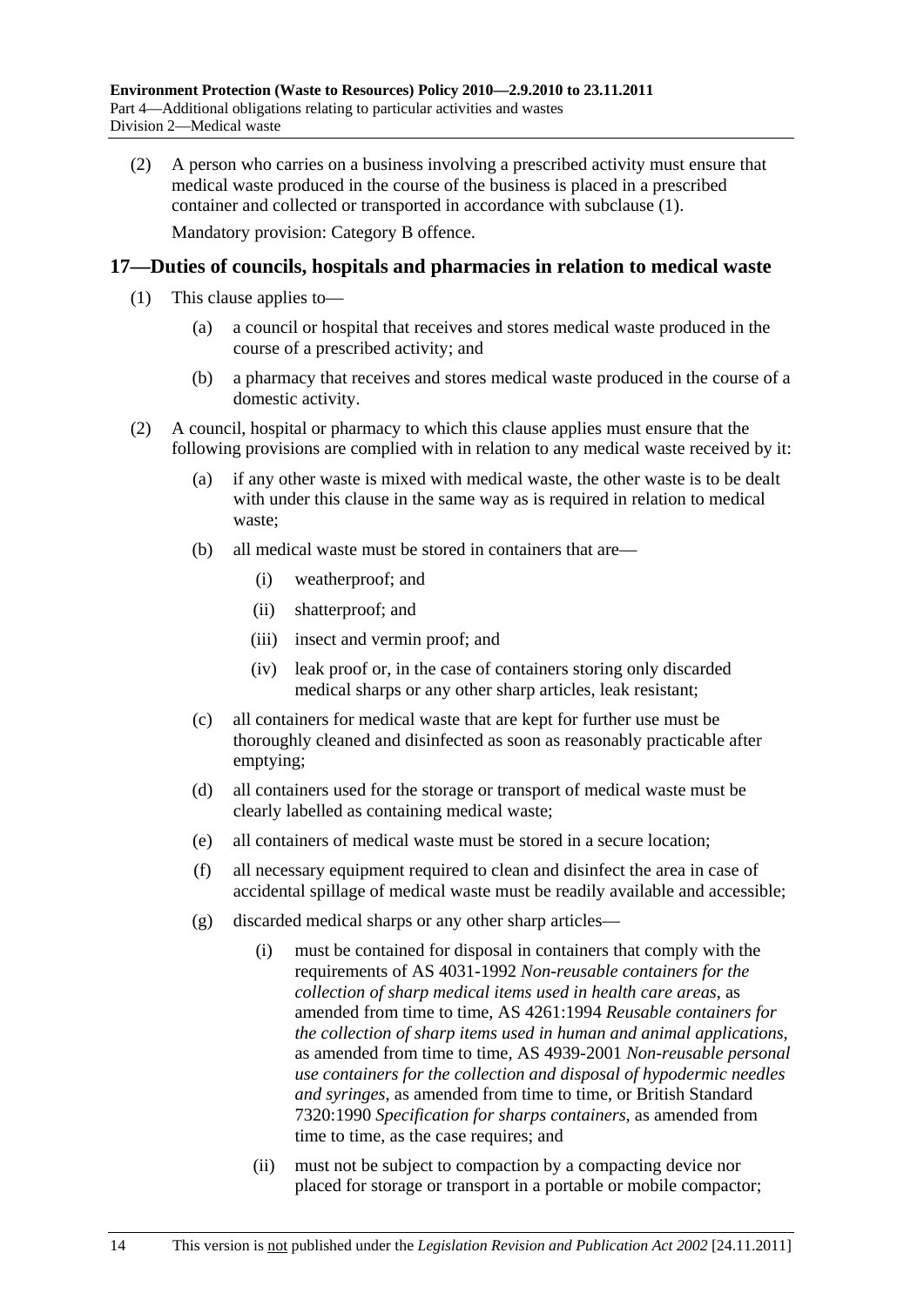(2) A person who carries on a business involving a prescribed activity must ensure that medical waste produced in the course of the business is placed in a prescribed container and collected or transported in accordance with subclause (1).

Mandatory provision: Category B offence.

## 17—Duties of councils, hospitals and pharmacies in relation to medical waste

(1) This clause applies to—

(a) a council or hospital that receives and stores medical waste produced in the course of a prescribed activity; and

(b) a pharmacy that receives and stores medical waste produced in the course of a domestic activity.

(2) A council, hospital or pharmacy to which this clause applies must ensure that the following provisions are complied with in relation to any medical waste received by it:

(a) if any other waste is mixed with medical waste, the other waste is to be dealt with under this clause in the same way as is required in relation to medical waste;

(b) all medical waste must be stored in containers that are—

(i) weatherproof; and

(ii) shatterproof; and

(iii) insect and vermin proof; and

(iv) leak proof or, in the case of containers storing only discarded medical sharps or any other sharp articles, leak resistant;

(c) all containers for medical waste that are kept for further use must be thoroughly cleaned and disinfected as soon as reasonably practicable after emptying;

(d) all containers used for the storage or transport of medical waste must be clearly labelled as containing medical waste;

(e) all containers of medical waste must be stored in a secure location;

(f) all necessary equipment required to clean and disinfect the area in case of accidental spillage of medical waste must be readily available and accessible;

(g) discarded medical sharps or any other sharp articles—

(i) must be contained for disposal in containers that comply with the requirements of AS 4031-1992 *Non-reusable containers for the collection of sharp medical items used in health care areas*, as amended from time to time, AS 4261:1994 *Reusable containers for the collection of sharp items used in human and animal applications*, as amended from time to time, AS 4939-2001 *Non-reusable personal use containers for the collection and disposal of hypodermic needles and syringes*, as amended from time to time, or British Standard 7320:1990 *Specification for sharps containers*, as amended from time to time, as the case requires; and

(ii) must not be subject to compaction by a compacting device nor placed for storage or transport in a portable or mobile compactor;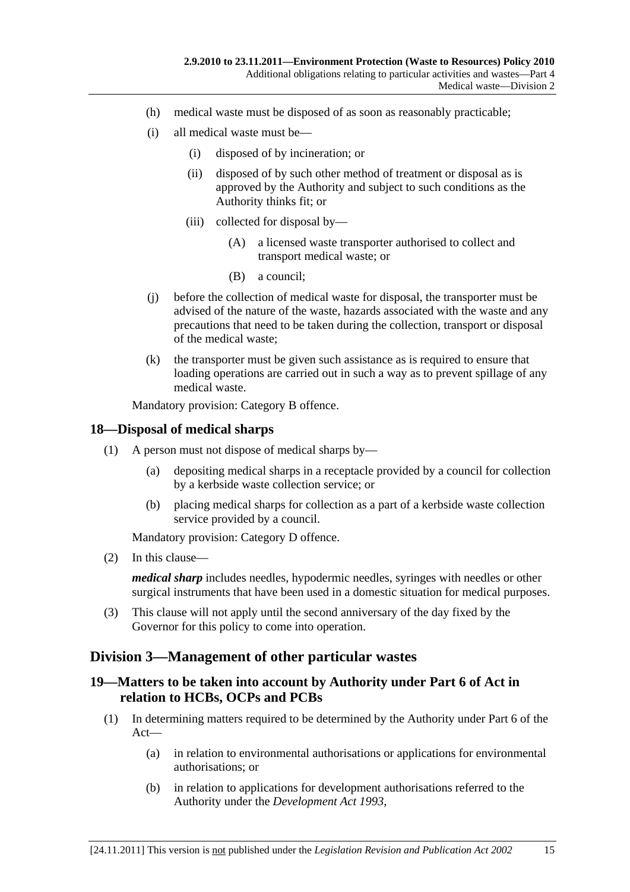(h) medical waste must be disposed of as soon as reasonably practicable;

(i) all medical waste must be—

  (i) disposed of by incineration; or

  (ii) disposed of by such other method of treatment or disposal as is approved by the Authority and subject to such conditions as the Authority thinks fit; or

  (iii) collected for disposal by—

    (A) a licensed waste transporter authorised to collect and transport medical waste; or

    (B) a council;

(j) before the collection of medical waste for disposal, the transporter must be advised of the nature of the waste, hazards associated with the waste and any precautions that need to be taken during the collection, transport or disposal of the medical waste;

(k) the transporter must be given such assistance as is required to ensure that loading operations are carried out in such a way as to prevent spillage of any medical waste.

Mandatory provision: Category B offence.

## 18—Disposal of medical sharps

(1) A person must not dispose of medical sharps by—

  (a) depositing medical sharps in a receptacle provided by a council for collection by a kerbside waste collection service; or

  (b) placing medical sharps for collection as a part of a kerbside waste collection service provided by a council.

  Mandatory provision: Category D offence.

(2) In this clause—

  ***medical sharp*** includes needles, hypodermic needles, syringes with needles or other surgical instruments that have been used in a domestic situation for medical purposes.

(3) This clause will not apply until the second anniversary of the day fixed by the Governor for this policy to come into operation.

# Division 3—Management of other particular wastes

## 19—Matters to be taken into account by Authority under Part 6 of Act in relation to HCBs, OCPs and PCBs

(1) In determining matters required to be determined by the Authority under Part 6 of the Act—

  (a) in relation to environmental authorisations or applications for environmental authorisations; or

  (b) in relation to applications for development authorisations referred to the Authority under the *Development Act 1993*,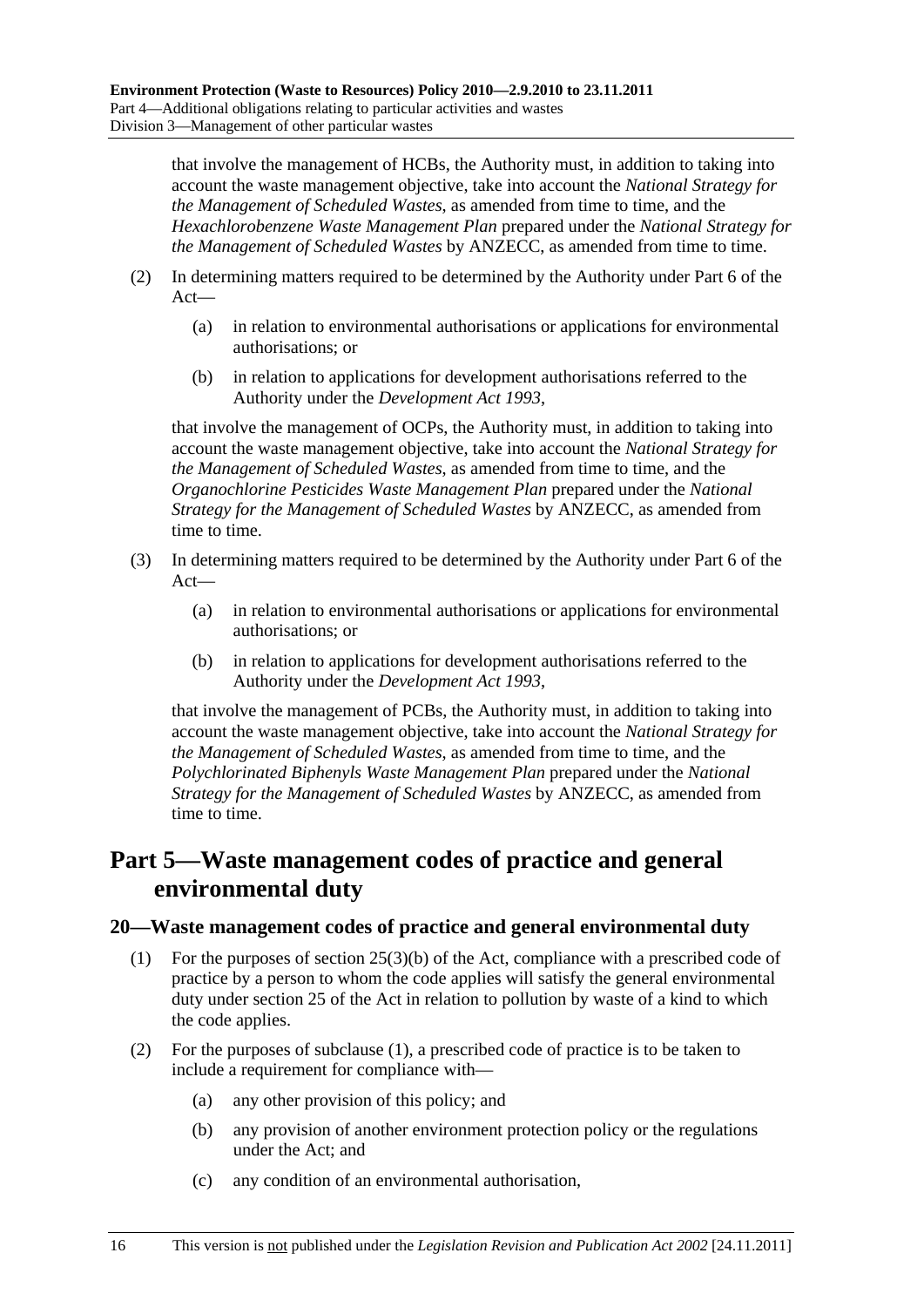that involve the management of HCBs, the Authority must, in addition to taking into account the waste management objective, take into account the *National Strategy for the Management of Scheduled Wastes*, as amended from time to time, and the *Hexachlorobenzene Waste Management Plan* prepared under the *National Strategy for the Management of Scheduled Wastes* by ANZECC, as amended from time to time.

(2) In determining matters required to be determined by the Authority under Part 6 of the Act—

(a) in relation to environmental authorisations or applications for environmental authorisations; or

(b) in relation to applications for development authorisations referred to the Authority under the *Development Act 1993*,

that involve the management of OCPs, the Authority must, in addition to taking into account the waste management objective, take into account the *National Strategy for the Management of Scheduled Wastes*, as amended from time to time, and the *Organochlorine Pesticides Waste Management Plan* prepared under the *National Strategy for the Management of Scheduled Wastes* by ANZECC, as amended from time to time.

(3) In determining matters required to be determined by the Authority under Part 6 of the Act—

(a) in relation to environmental authorisations or applications for environmental authorisations; or

(b) in relation to applications for development authorisations referred to the Authority under the *Development Act 1993*,

that involve the management of PCBs, the Authority must, in addition to taking into account the waste management objective, take into account the *National Strategy for the Management of Scheduled Wastes*, as amended from time to time, and the *Polychlorinated Biphenyls Waste Management Plan* prepared under the *National Strategy for the Management of Scheduled Wastes* by ANZECC, as amended from time to time.

# Part 5—Waste management codes of practice and general environmental duty

## 20—Waste management codes of practice and general environmental duty

(1) For the purposes of section 25(3)(b) of the Act, compliance with a prescribed code of practice by a person to whom the code applies will satisfy the general environmental duty under section 25 of the Act in relation to pollution by waste of a kind to which the code applies.

(2) For the purposes of subclause (1), a prescribed code of practice is to be taken to include a requirement for compliance with—

(a) any other provision of this policy; and

(b) any provision of another environment protection policy or the regulations under the Act; and

(c) any condition of an environmental authorisation,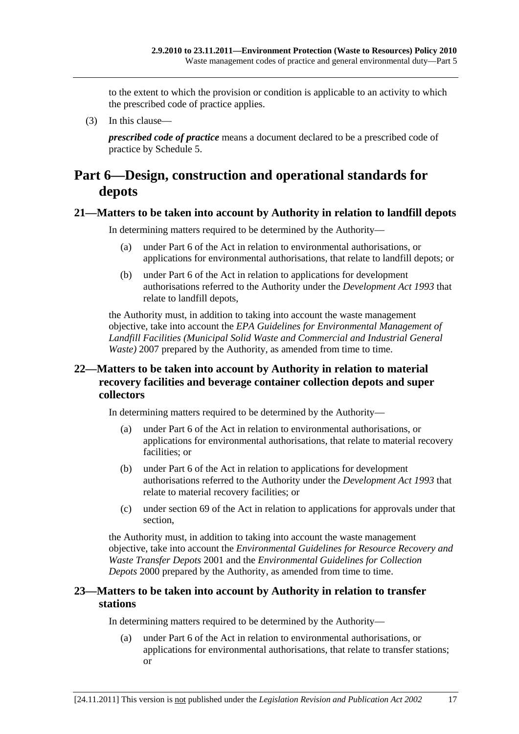to the extent to which the provision or condition is applicable to an activity to which the prescribed code of practice applies.

(3) In this clause—

***prescribed code of practice*** means a document declared to be a prescribed code of practice by Schedule 5.

# Part 6—Design, construction and operational standards for depots

## 21—Matters to be taken into account by Authority in relation to landfill depots

In determining matters required to be determined by the Authority—

(a) under Part 6 of the Act in relation to environmental authorisations, or applications for environmental authorisations, that relate to landfill depots; or

(b) under Part 6 of the Act in relation to applications for development authorisations referred to the Authority under the *Development Act 1993* that relate to landfill depots,

the Authority must, in addition to taking into account the waste management objective, take into account the *EPA Guidelines for Environmental Management of Landfill Facilities (Municipal Solid Waste and Commercial and Industrial General Waste)* 2007 prepared by the Authority, as amended from time to time.

## 22—Matters to be taken into account by Authority in relation to material recovery facilities and beverage container collection depots and super collectors

In determining matters required to be determined by the Authority—

(a) under Part 6 of the Act in relation to environmental authorisations, or applications for environmental authorisations, that relate to material recovery facilities; or

(b) under Part 6 of the Act in relation to applications for development authorisations referred to the Authority under the *Development Act 1993* that relate to material recovery facilities; or

(c) under section 69 of the Act in relation to applications for approvals under that section,

the Authority must, in addition to taking into account the waste management objective, take into account the *Environmental Guidelines for Resource Recovery and Waste Transfer Depots* 2001 and the *Environmental Guidelines for Collection Depots* 2000 prepared by the Authority, as amended from time to time.

## 23—Matters to be taken into account by Authority in relation to transfer stations

In determining matters required to be determined by the Authority—

(a) under Part 6 of the Act in relation to environmental authorisations, or applications for environmental authorisations, that relate to transfer stations; or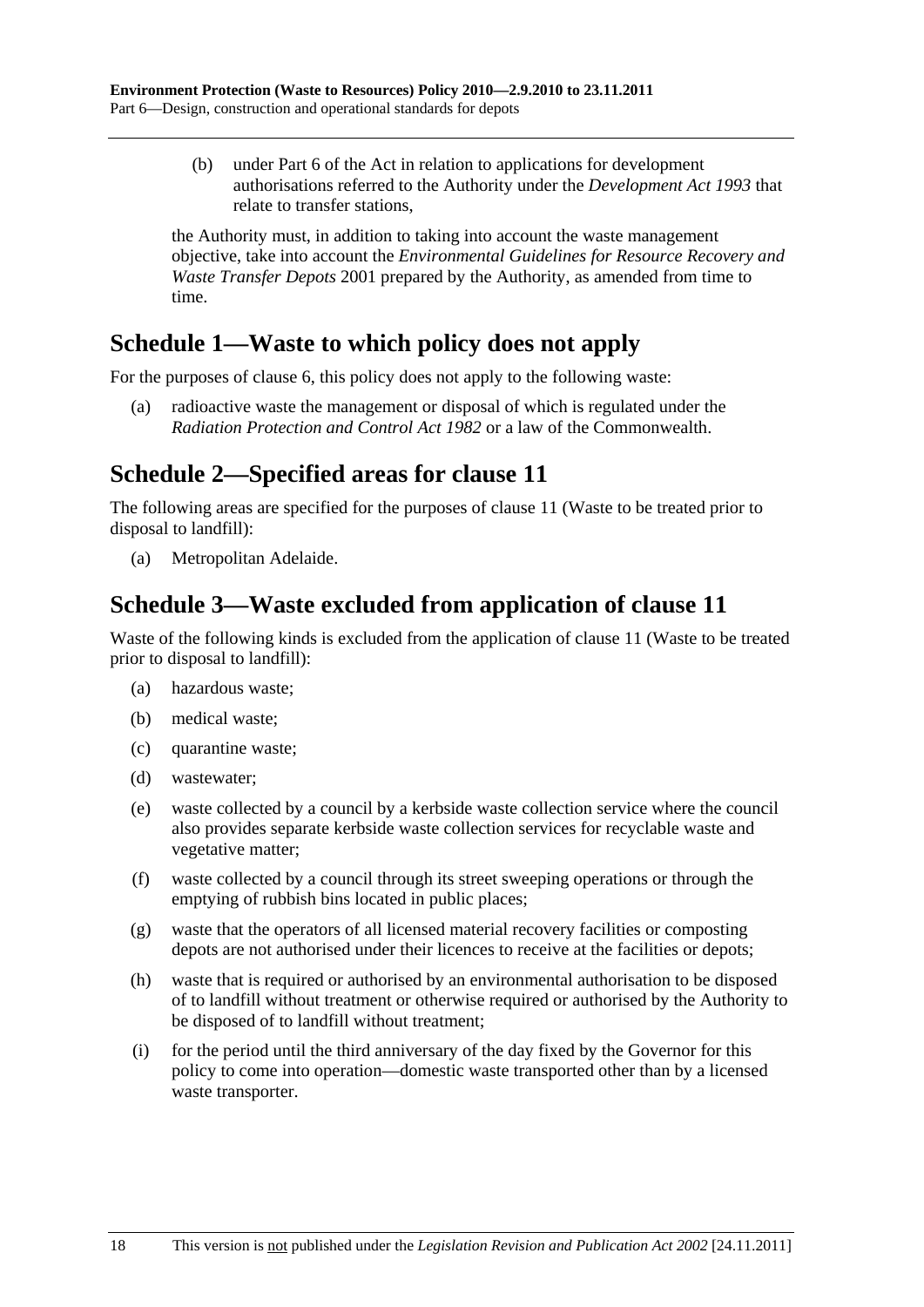(b) under Part 6 of the Act in relation to applications for development authorisations referred to the Authority under the *Development Act 1993* that relate to transfer stations,

the Authority must, in addition to taking into account the waste management objective, take into account the *Environmental Guidelines for Resource Recovery and Waste Transfer Depots* 2001 prepared by the Authority, as amended from time to time.

## Schedule 1—Waste to which policy does not apply

For the purposes of clause 6, this policy does not apply to the following waste:

(a) radioactive waste the management or disposal of which is regulated under the *Radiation Protection and Control Act 1982* or a law of the Commonwealth.

## Schedule 2—Specified areas for clause 11

The following areas are specified for the purposes of clause 11 (Waste to be treated prior to disposal to landfill):

(a) Metropolitan Adelaide.

## Schedule 3—Waste excluded from application of clause 11

Waste of the following kinds is excluded from the application of clause 11 (Waste to be treated prior to disposal to landfill):

(a) hazardous waste;

(b) medical waste;

(c) quarantine waste;

(d) wastewater;

(e) waste collected by a council by a kerbside waste collection service where the council also provides separate kerbside waste collection services for recyclable waste and vegetative matter;

(f) waste collected by a council through its street sweeping operations or through the emptying of rubbish bins located in public places;

(g) waste that the operators of all licensed material recovery facilities or composting depots are not authorised under their licences to receive at the facilities or depots;

(h) waste that is required or authorised by an environmental authorisation to be disposed of to landfill without treatment or otherwise required or authorised by the Authority to be disposed of to landfill without treatment;

(i) for the period until the third anniversary of the day fixed by the Governor for this policy to come into operation—domestic waste transported other than by a licensed waste transporter.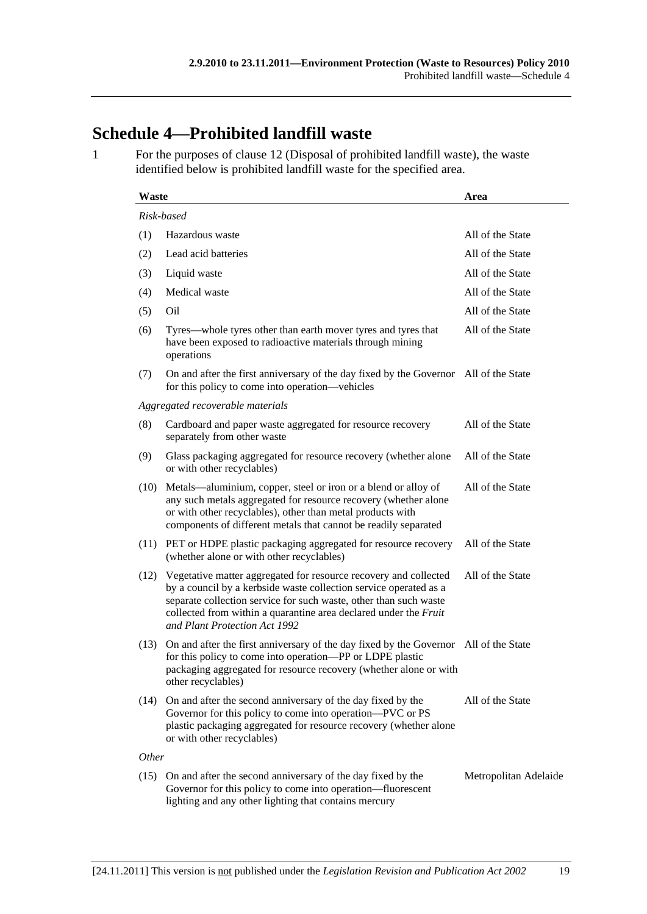# Schedule 4—Prohibited landfill waste

1 For the purposes of clause 12 (Disposal of prohibited landfill waste), the waste identified below is prohibited landfill waste for the specified area.

| Waste | | Area |
|---|---|---|
| *Risk-based* | | |
| (1) | Hazardous waste | All of the State |
| (2) | Lead acid batteries | All of the State |
| (3) | Liquid waste | All of the State |
| (4) | Medical waste | All of the State |
| (5) | Oil | All of the State |
| (6) | Tyres—whole tyres other than earth mover tyres and tyres that have been exposed to radioactive materials through mining operations | All of the State |
| (7) | On and after the first anniversary of the day fixed by the Governor for this policy to come into operation—vehicles | All of the State |
| *Aggregated recoverable materials* | | |
| (8) | Cardboard and paper waste aggregated for resource recovery separately from other waste | All of the State |
| (9) | Glass packaging aggregated for resource recovery (whether alone or with other recyclables) | All of the State |
| (10) | Metals—aluminium, copper, steel or iron or a blend or alloy of any such metals aggregated for resource recovery (whether alone or with other recyclables), other than metal products with components of different metals that cannot be readily separated | All of the State |
| (11) | PET or HDPE plastic packaging aggregated for resource recovery (whether alone or with other recyclables) | All of the State |
| (12) | Vegetative matter aggregated for resource recovery and collected by a council by a kerbside waste collection service operated as a separate collection service for such waste, other than such waste collected from within a quarantine area declared under the *Fruit and Plant Protection Act 1992* | All of the State |
| (13) | On and after the first anniversary of the day fixed by the Governor for this policy to come into operation—PP or LDPE plastic packaging aggregated for resource recovery (whether alone or with other recyclables) | All of the State |
| (14) | On and after the second anniversary of the day fixed by the Governor for this policy to come into operation—PVC or PS plastic packaging aggregated for resource recovery (whether alone or with other recyclables) | All of the State |
| *Other* | | |
| (15) | On and after the second anniversary of the day fixed by the Governor for this policy to come into operation—fluorescent lighting and any other lighting that contains mercury | Metropolitan Adelaide |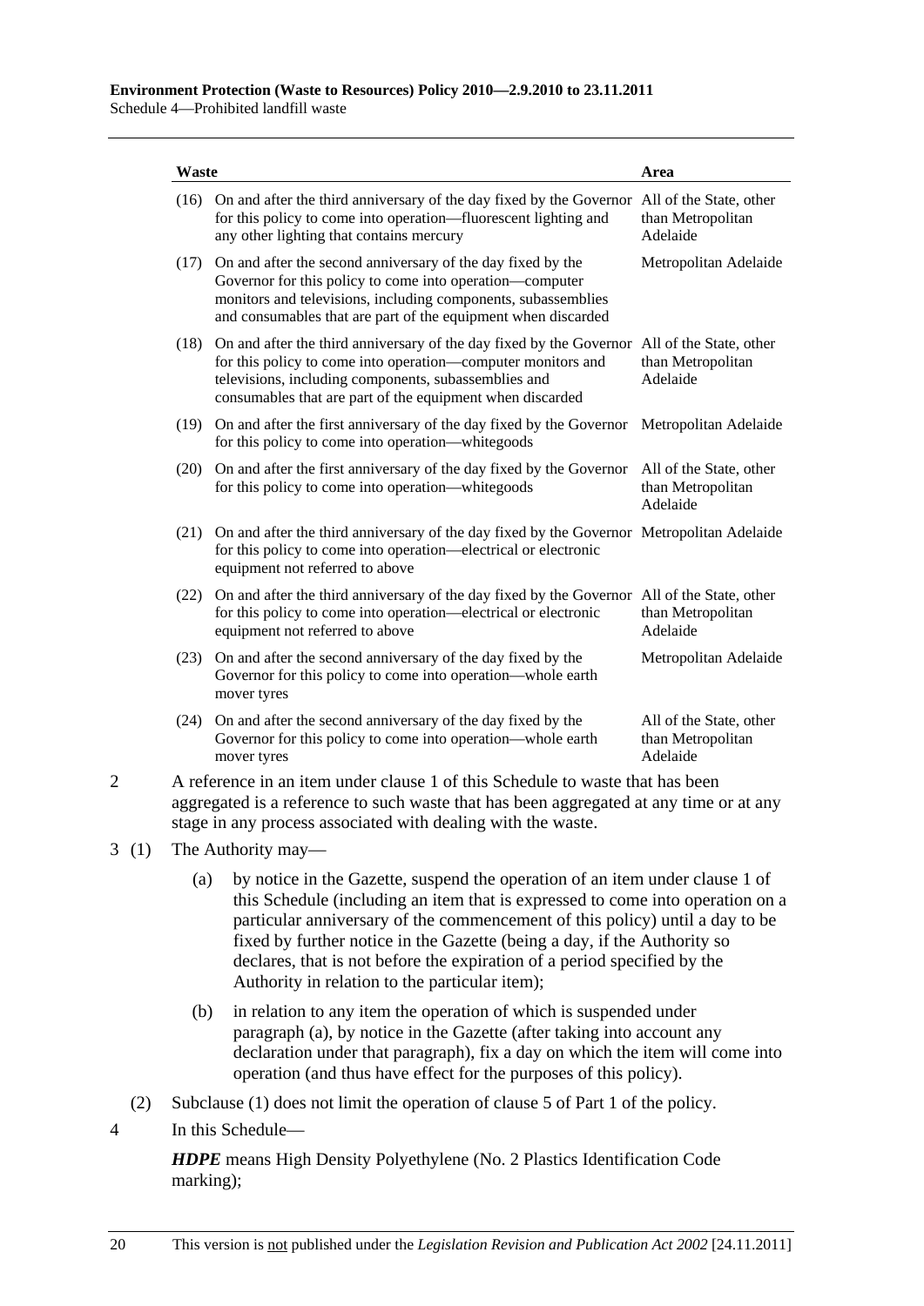| Waste | | Area |
|---|---|---|
| (16) | On and after the third anniversary of the day fixed by the Governor for this policy to come into operation—fluorescent lighting and any other lighting that contains mercury | All of the State, other than Metropolitan Adelaide |
| (17) | On and after the second anniversary of the day fixed by the Governor for this policy to come into operation—computer monitors and televisions, including components, subassemblies and consumables that are part of the equipment when discarded | Metropolitan Adelaide |
| (18) | On and after the third anniversary of the day fixed by the Governor for this policy to come into operation—computer monitors and televisions, including components, subassemblies and consumables that are part of the equipment when discarded | All of the State, other than Metropolitan Adelaide |
| (19) | On and after the first anniversary of the day fixed by the Governor for this policy to come into operation—whitegoods | Metropolitan Adelaide |
| (20) | On and after the first anniversary of the day fixed by the Governor for this policy to come into operation—whitegoods | All of the State, other than Metropolitan Adelaide |
| (21) | On and after the third anniversary of the day fixed by the Governor for this policy to come into operation—electrical or electronic equipment not referred to above | Metropolitan Adelaide |
| (22) | On and after the third anniversary of the day fixed by the Governor for this policy to come into operation—electrical or electronic equipment not referred to above | All of the State, other than Metropolitan Adelaide |
| (23) | On and after the second anniversary of the day fixed by the Governor for this policy to come into operation—whole earth mover tyres | Metropolitan Adelaide |
| (24) | On and after the second anniversary of the day fixed by the Governor for this policy to come into operation—whole earth mover tyres | All of the State, other than Metropolitan Adelaide |

2 A reference in an item under clause 1 of this Schedule to waste that has been aggregated is a reference to such waste that has been aggregated at any time or at any stage in any process associated with dealing with the waste.

3 (1) The Authority may—

(a) by notice in the Gazette, suspend the operation of an item under clause 1 of this Schedule (including an item that is expressed to come into operation on a particular anniversary of the commencement of this policy) until a day to be fixed by further notice in the Gazette (being a day, if the Authority so declares, that is not before the expiration of a period specified by the Authority in relation to the particular item);

(b) in relation to any item the operation of which is suspended under paragraph (a), by notice in the Gazette (after taking into account any declaration under that paragraph), fix a day on which the item will come into operation (and thus have effect for the purposes of this policy).

(2) Subclause (1) does not limit the operation of clause 5 of Part 1 of the policy.

4 In this Schedule—

***HDPE*** means High Density Polyethylene (No. 2 Plastics Identification Code marking);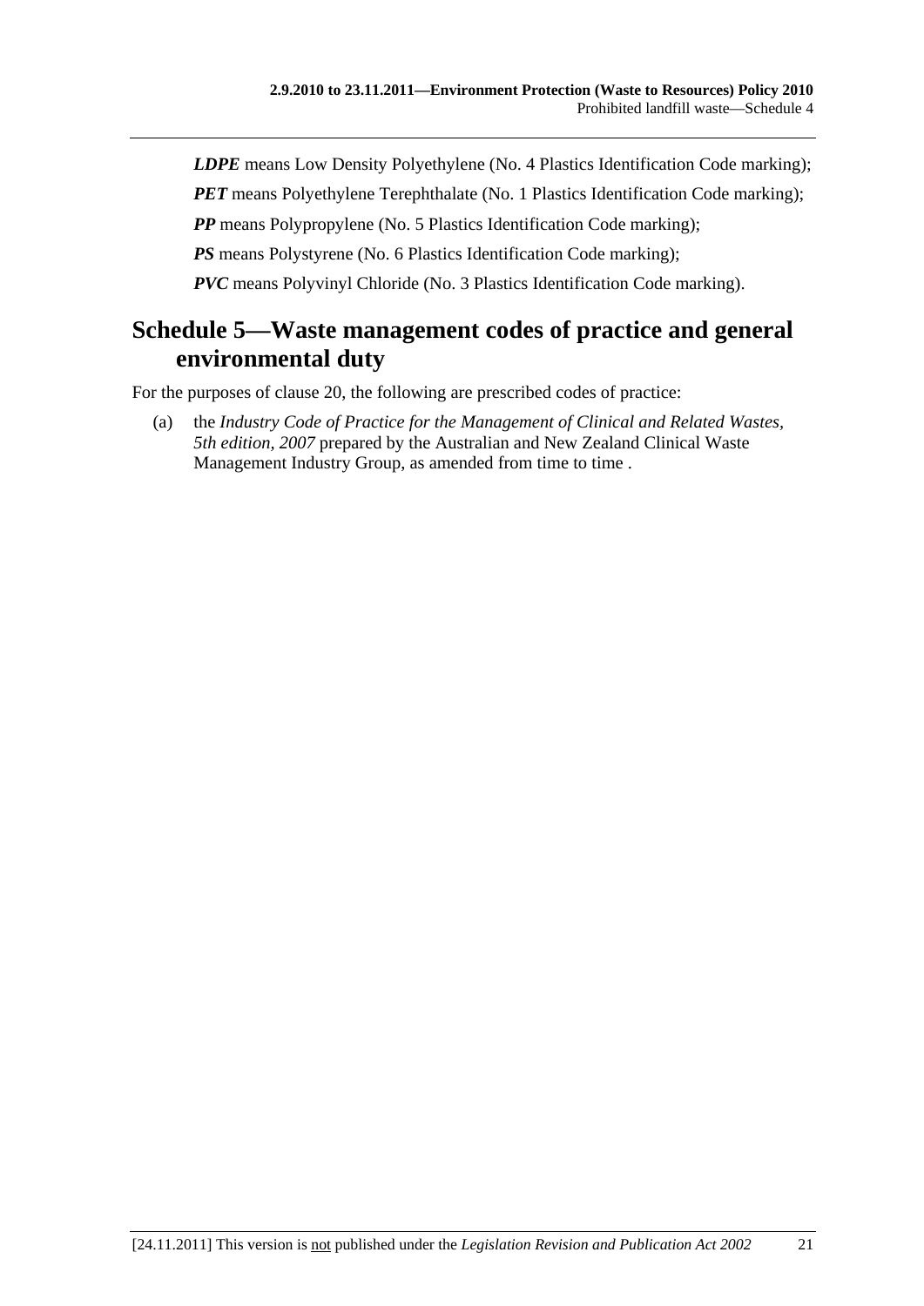***LDPE*** means Low Density Polyethylene (No. 4 Plastics Identification Code marking);

***PET*** means Polyethylene Terephthalate (No. 1 Plastics Identification Code marking);

***PP*** means Polypropylene (No. 5 Plastics Identification Code marking);

***PS*** means Polystyrene (No. 6 Plastics Identification Code marking);

***PVC*** means Polyvinyl Chloride (No. 3 Plastics Identification Code marking).

## Schedule 5—Waste management codes of practice and general environmental duty

For the purposes of clause 20, the following are prescribed codes of practice:

(a) the *Industry Code of Practice for the Management of Clinical and Related Wastes, 5th edition, 2007* prepared by the Australian and New Zealand Clinical Waste Management Industry Group, as amended from time to time .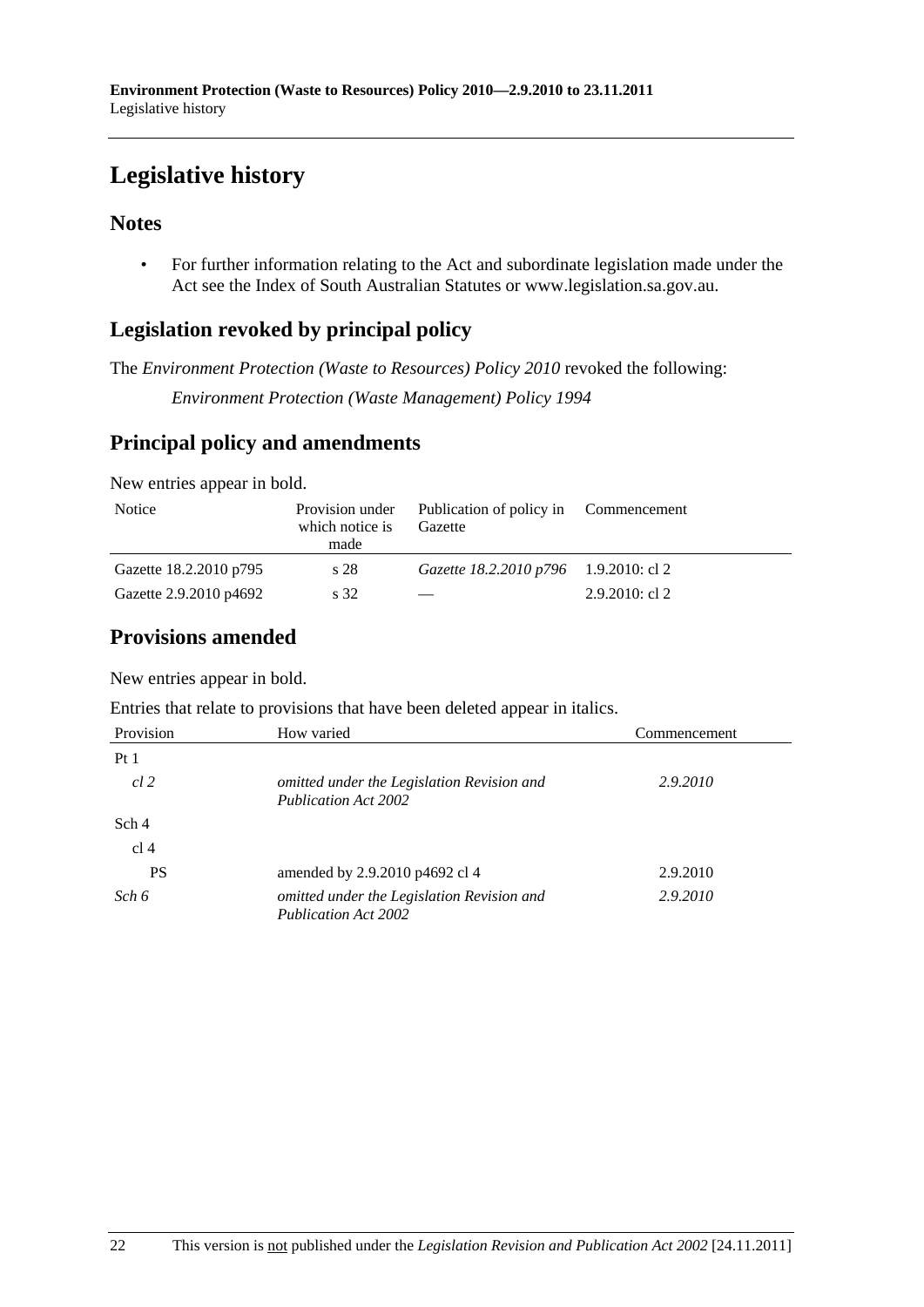# Legislative history

## Notes

- For further information relating to the Act and subordinate legislation made under the Act see the Index of South Australian Statutes or www.legislation.sa.gov.au.

## Legislation revoked by principal policy

The *Environment Protection (Waste to Resources) Policy 2010* revoked the following:

*Environment Protection (Waste Management) Policy 1994*

## Principal policy and amendments

New entries appear in bold.

| Notice | Provision under which notice is made | Publication of policy in Gazette | Commencement |
|---|---|---|---|
| Gazette 18.2.2010 p795 | s 28 | *Gazette 18.2.2010 p796* | 1.9.2010: cl 2 |
| Gazette 2.9.2010 p4692 | s 32 | — | 2.9.2010: cl 2 |

## Provisions amended

New entries appear in bold.

Entries that relate to provisions that have been deleted appear in italics.

| Provision | How varied | Commencement |
|---|---|---|
| Pt 1 | | |
| *cl 2* | *omitted under the Legislation Revision and Publication Act 2002* | *2.9.2010* |
| Sch 4 | | |
| cl 4 | | |
| PS | amended by 2.9.2010 p4692 cl 4 | 2.9.2010 |
| *Sch 6* | *omitted under the Legislation Revision and Publication Act 2002* | *2.9.2010* |